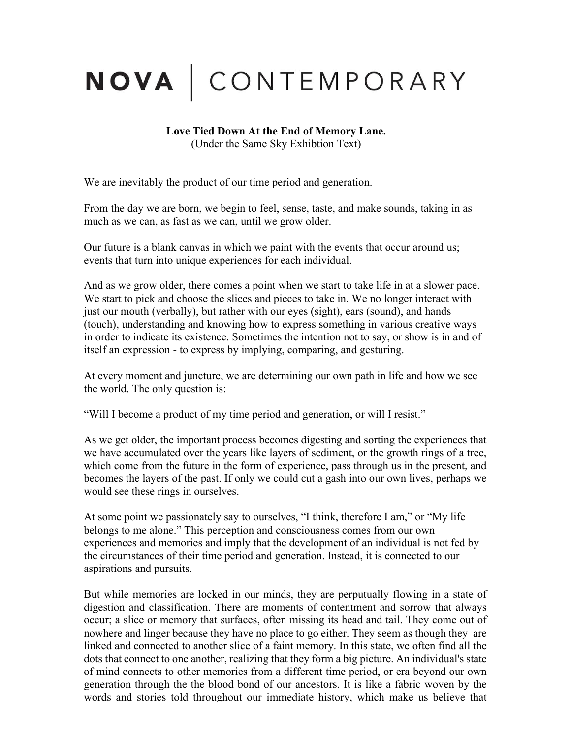# NOVA | CONTEMPORARY

**Love Tied Down At the End of Memory Lane.**
(Under the Same Sky Exhibtion Text)

We are inevitably the product of our time period and generation.

From the day we are born, we begin to feel, sense, taste, and make sounds, taking in as much as we can, as fast as we can, until we grow older.

Our future is a blank canvas in which we paint with the events that occur around us; events that turn into unique experiences for each individual.

And as we grow older, there comes a point when we start to take life in at a slower pace. We start to pick and choose the slices and pieces to take in. We no longer interact with just our mouth (verbally), but rather with our eyes (sight), ears (sound), and hands (touch), understanding and knowing how to express something in various creative ways in order to indicate its existence. Sometimes the intention not to say, or show is in and of itself an expression - to express by implying, comparing, and gesturing.

At every moment and juncture, we are determining our own path in life and how we see the world. The only question is:

"Will I become a product of my time period and generation, or will I resist."

As we get older, the important process becomes digesting and sorting the experiences that we have accumulated over the years like layers of sediment, or the growth rings of a tree, which come from the future in the form of experience, pass through us in the present, and becomes the layers of the past. If only we could cut a gash into our own lives, perhaps we would see these rings in ourselves.

At some point we passionately say to ourselves, "I think, therefore I am," or "My life belongs to me alone." This perception and consciousness comes from our own experiences and memories and imply that the development of an individual is not fed by the circumstances of their time period and generation. Instead, it is connected to our aspirations and pursuits.

But while memories are locked in our minds, they are perputually flowing in a state of digestion and classification. There are moments of contentment and sorrow that always occur; a slice or memory that surfaces, often missing its head and tail. They come out of nowhere and linger because they have no place to go either. They seem as though they are linked and connected to another slice of a faint memory. In this state, we often find all the dots that connect to one another, realizing that they form a big picture. An individual's state of mind connects to other memories from a different time period, or era beyond our own generation through the the blood bond of our ancestors. It is like a fabric woven by the words and stories told throughout our immediate history, which make us believe that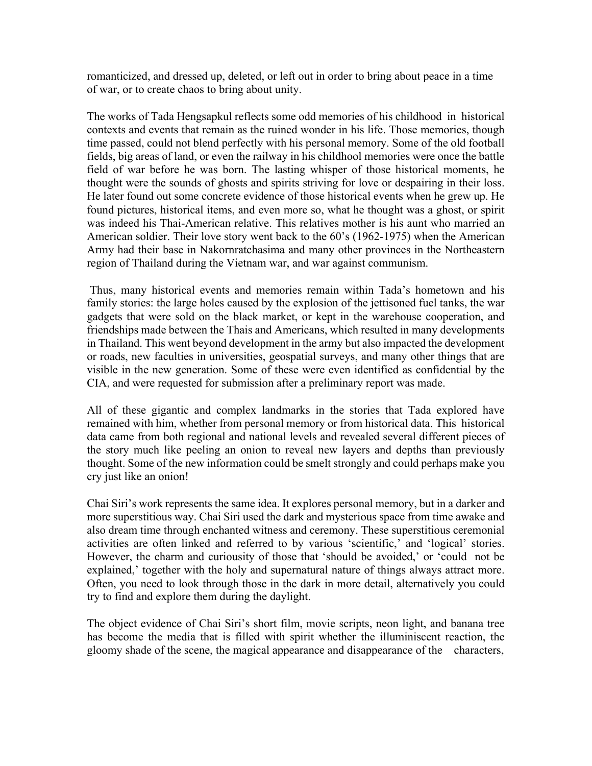romanticized, and dressed up, deleted, or left out in order to bring about peace in a time of war, or to create chaos to bring about unity.

The works of Tada Hengsapkul reflects some odd memories of his childhood in historical contexts and events that remain as the ruined wonder in his life. Those memories, though time passed, could not blend perfectly with his personal memory. Some of the old football fields, big areas of land, or even the railway in his childhool memories were once the battle field of war before he was born. The lasting whisper of those historical moments, he thought were the sounds of ghosts and spirits striving for love or despairing in their loss. He later found out some concrete evidence of those historical events when he grew up. He found pictures, historical items, and even more so, what he thought was a ghost, or spirit was indeed his Thai-American relative. This relatives mother is his aunt who married an American soldier. Their love story went back to the 60's (1962-1975) when the American Army had their base in Nakornratchasima and many other provinces in the Northeastern region of Thailand during the Vietnam war, and war against communism.

Thus, many historical events and memories remain within Tada's hometown and his family stories: the large holes caused by the explosion of the jettisoned fuel tanks, the war gadgets that were sold on the black market, or kept in the warehouse cooperation, and friendships made between the Thais and Americans, which resulted in many developments in Thailand. This went beyond development in the army but also impacted the development or roads, new faculties in universities, geospatial surveys, and many other things that are visible in the new generation. Some of these were even identified as confidential by the CIA, and were requested for submission after a preliminary report was made.

All of these gigantic and complex landmarks in the stories that Tada explored have remained with him, whether from personal memory or from historical data. This historical data came from both regional and national levels and revealed several different pieces of the story much like peeling an onion to reveal new layers and depths than previously thought. Some of the new information could be smelt strongly and could perhaps make you cry just like an onion!

Chai Siri's work represents the same idea. It explores personal memory, but in a darker and more superstitious way. Chai Siri used the dark and mysterious space from time awake and also dream time through enchanted witness and ceremony. These superstitious ceremonial activities are often linked and referred to by various 'scientific,' and 'logical' stories. However, the charm and curiousity of those that 'should be avoided,' or 'could not be explained,' together with the holy and supernatural nature of things always attract more. Often, you need to look through those in the dark in more detail, alternatively you could try to find and explore them during the daylight.

The object evidence of Chai Siri's short film, movie scripts, neon light, and banana tree has become the media that is filled with spirit whether the illuminiscent reaction, the gloomy shade of the scene, the magical appearance and disappearance of the characters,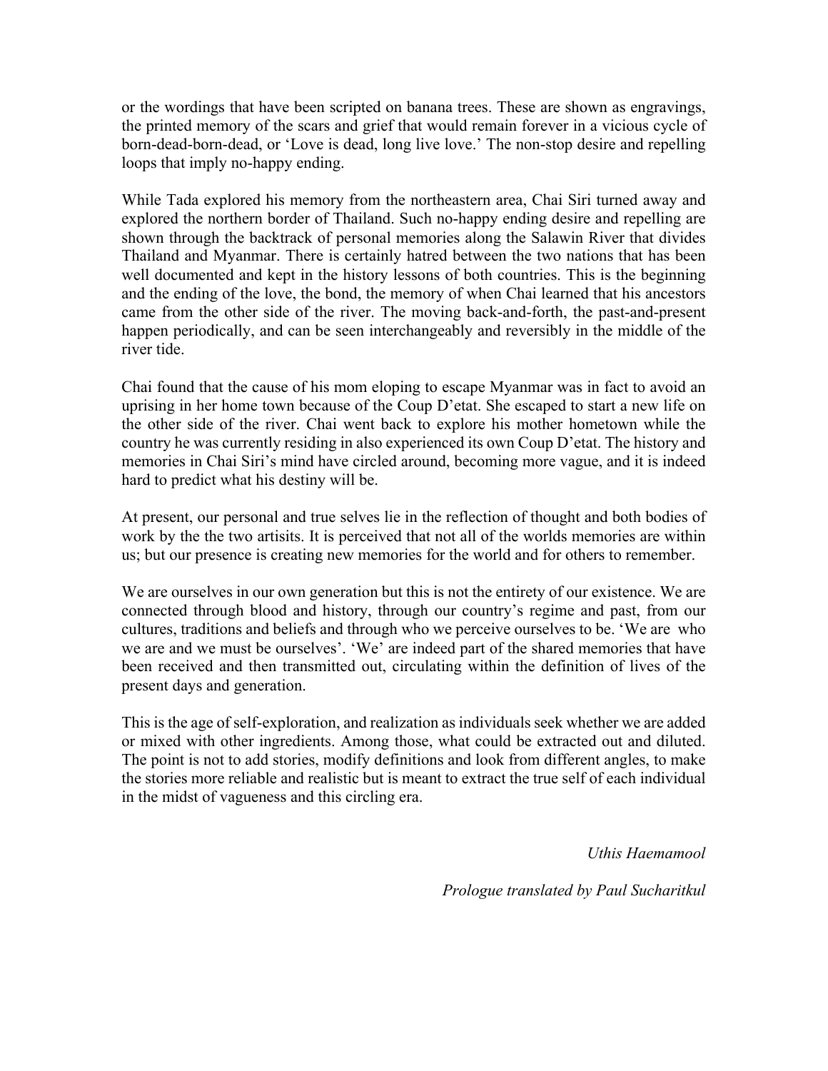or the wordings that have been scripted on banana trees. These are shown as engravings, the printed memory of the scars and grief that would remain forever in a vicious cycle of born-dead-born-dead, or 'Love is dead, long live love.' The non-stop desire and repelling loops that imply no-happy ending.

While Tada explored his memory from the northeastern area, Chai Siri turned away and explored the northern border of Thailand. Such no-happy ending desire and repelling are shown through the backtrack of personal memories along the Salawin River that divides Thailand and Myanmar. There is certainly hatred between the two nations that has been well documented and kept in the history lessons of both countries. This is the beginning and the ending of the love, the bond, the memory of when Chai learned that his ancestors came from the other side of the river. The moving back-and-forth, the past-and-present happen periodically, and can be seen interchangeably and reversibly in the middle of the river tide.

Chai found that the cause of his mom eloping to escape Myanmar was in fact to avoid an uprising in her home town because of the Coup D'etat. She escaped to start a new life on the other side of the river. Chai went back to explore his mother hometown while the country he was currently residing in also experienced its own Coup D'etat. The history and memories in Chai Siri's mind have circled around, becoming more vague, and it is indeed hard to predict what his destiny will be.

At present, our personal and true selves lie in the reflection of thought and both bodies of work by the the two artisits. It is perceived that not all of the worlds memories are within us; but our presence is creating new memories for the world and for others to remember.

We are ourselves in our own generation but this is not the entirety of our existence. We are connected through blood and history, through our country's regime and past, from our cultures, traditions and beliefs and through who we perceive ourselves to be. 'We are who we are and we must be ourselves'. 'We' are indeed part of the shared memories that have been received and then transmitted out, circulating within the definition of lives of the present days and generation.

This is the age of self-exploration, and realization as individuals seek whether we are added or mixed with other ingredients. Among those, what could be extracted out and diluted. The point is not to add stories, modify definitions and look from different angles, to make the stories more reliable and realistic but is meant to extract the true self of each individual in the midst of vagueness and this circling era.

*Uthis Haemamool*

*Prologue translated by Paul Sucharitkul*